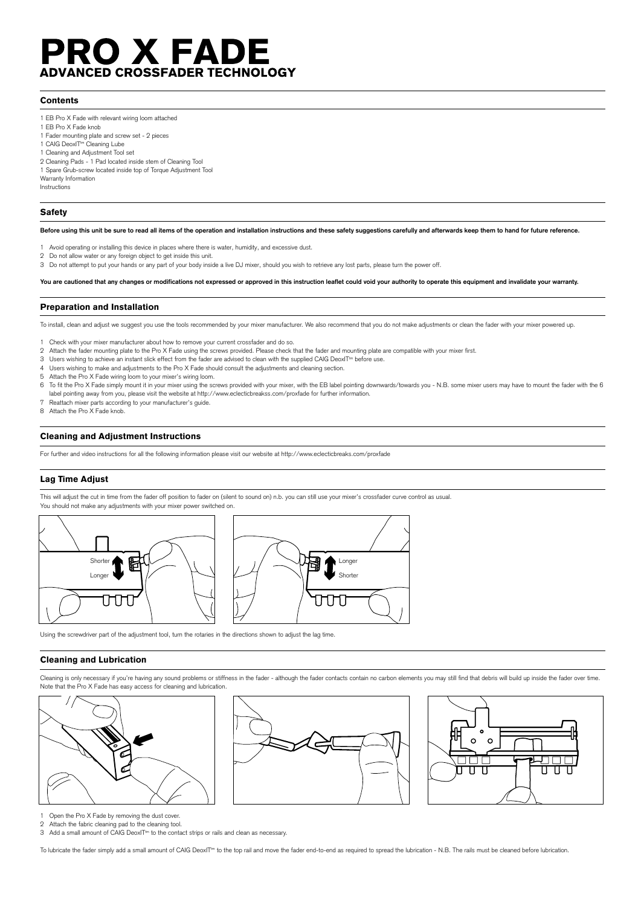# PRO X FADE

## ADVANCED CROSSFADER TECHNOLOGY

### Contents

1 EB Pro X Fade with relevant wiring loom attached
1 EB Pro X Fade knob
1 Fader mounting plate and screw set - 2 pieces
1 CAIG DeoxIT™ Cleaning Lube
1 Cleaning and Adjustment Tool set
2 Cleaning Pads - 1 Pad located inside stem of Cleaning Tool
1 Spare Grub-screw located inside top of Torque Adjustment Tool
Warranty Information
Instructions

### Safety

**Before using this unit be sure to read all items of the operation and installation instructions and these safety suggestions carefully and afterwards keep them to hand for future reference.**

1. Avoid operating or installing this device in places where there is water, humidity, and excessive dust.
2. Do not allow water or any foreign object to get inside this unit.
3. Do not attempt to put your hands or any part of your body inside a live DJ mixer, should you wish to retrieve any lost parts, please turn the power off.

**You are cautioned that any changes or modifications not expressed or approved in this instruction leaflet could void your authority to operate this equipment and invalidate your warranty.**

### Preparation and Installation

To install, clean and adjust we suggest you use the tools recommended by your mixer manufacturer. We also recommend that you do not make adjustments or clean the fader with your mixer powered up.

1. Check with your mixer manufacturer about how to remove your current crossfader and do so.
2. Attach the fader mounting plate to the Pro X Fade using the screws provided. Please check that the fader and mounting plate are compatible with your mixer first.
3. Users wishing to achieve an instant slick effect from the fader are advised to clean with the supplied CAIG DeoxIT™ before use.
4. Users wishing to make and adjustments to the Pro X Fade should consult the adjustments and cleaning section.
5. Attach the Pro X Fade wiring loom to your mixer's wiring loom.
6. To fit the Pro X Fade simply mount it in your mixer using the screws provided with your mixer, with the EB label pointing downwards/towards you - N.B. some mixer users may have to mount the fader with the 6 label pointing away from you, please visit the website at http://www.eclecticbreakss.com/proxfade for further information.
7. Reattach mixer parts according to your manufacturer's guide.
8. Attach the Pro X Fade knob.

### Cleaning and Adjustment Instructions

For further and video instructions for all the following information please visit our website at http://www.eclecticbreaks.com/proxfade

### Lag Time Adjust

This will adjust the cut in time from the fader off position to fader on (silent to sound on) n.b. you can still use your mixer's crossfader curve control as usual.
You should not make any adjustments with your mixer power switched on.

Shorter / Longer — Longer / Shorter

Using the screwdriver part of the adjustment tool, turn the rotaries in the directions shown to adjust the lag time.

### Cleaning and Lubrication

Cleaning is only necessary if you're having any sound problems or stiffness in the fader - although the fader contacts contain no carbon elements you may still find that debris will build up inside the fader over time. Note that the Pro X Fade has easy access for cleaning and lubrication.

1. Open the Pro X Fade by removing the dust cover.
2. Attach the fabric cleaning pad to the cleaning tool.
3. Add a small amount of CAIG DeoxIT™ to the contact strips or rails and clean as necessary.

To lubricate the fader simply add a small amount of CAIG DeoxIT™ to the top rail and move the fader end-to-end as required to spread the lubrication - N.B. The rails must be cleaned before lubrication.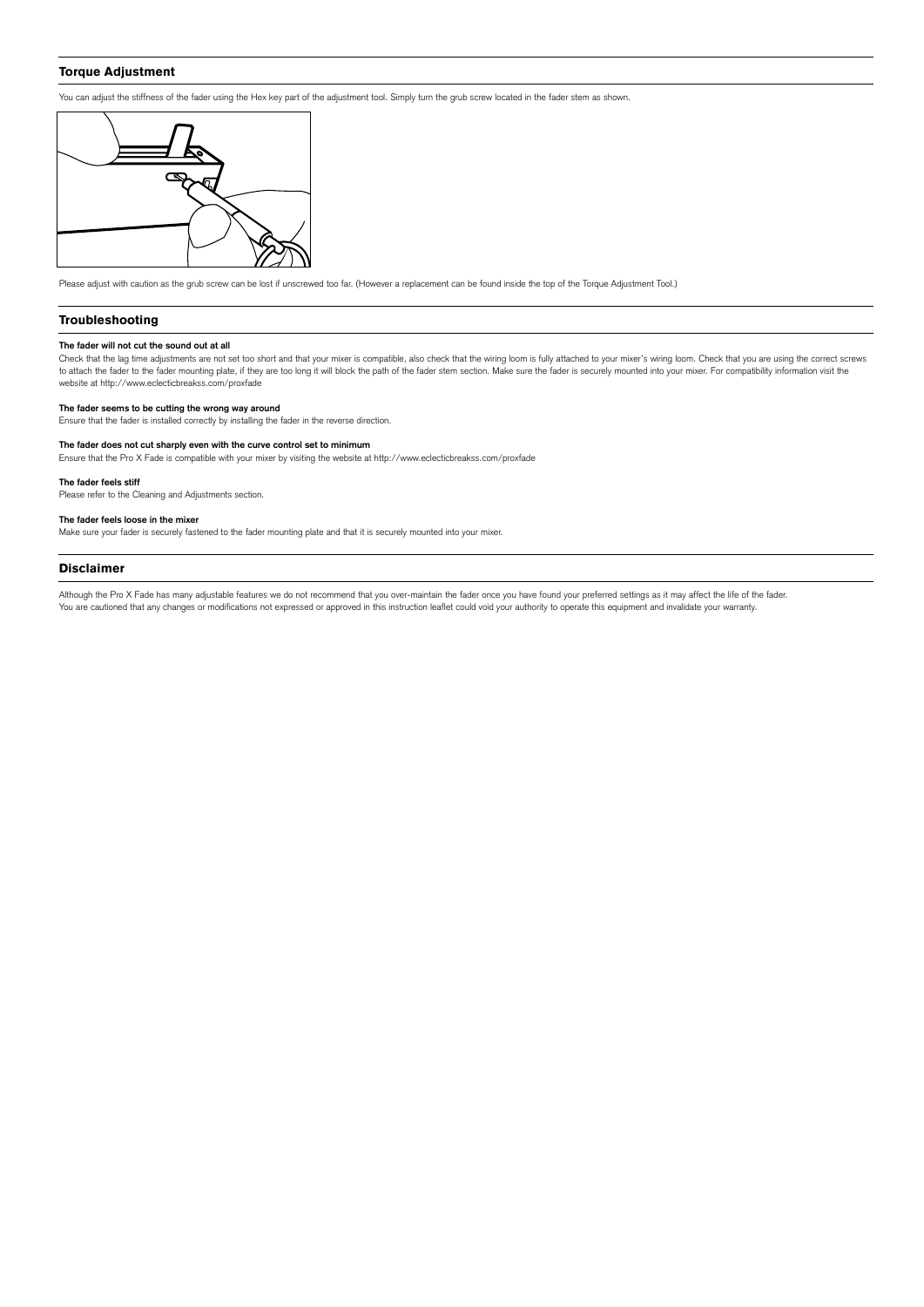## Torque Adjustment

You can adjust the stiffness of the fader using the Hex key part of the adjustment tool. Simply turn the grub screw located in the fader stem as shown.

Please adjust with caution as the grub screw can be lost if unscrewed too far. (However a replacement can be found inside the top of the Torque Adjustment Tool.)

## Troubleshooting

**The fader will not cut the sound out at all**

Check that the lag time adjustments are not set too short and that your mixer is compatible, also check that the wiring loom is fully attached to your mixer's wiring loom. Check that you are using the correct screws to attach the fader to the fader mounting plate, if they are too long it will block the path of the fader stem section. Make sure the fader is securely mounted into your mixer. For compatibility information visit the website at http://www.eclecticbreakss.com/proxfade

**The fader seems to be cutting the wrong way around**

Ensure that the fader is installed correctly by installing the fader in the reverse direction.

**The fader does not cut sharply even with the curve control set to minimum**

Ensure that the Pro X Fade is compatible with your mixer by visiting the website at http://www.eclecticbreakss.com/proxfade

**The fader feels stiff**

Please refer to the Cleaning and Adjustments section.

**The fader feels loose in the mixer**

Make sure your fader is securely fastened to the fader mounting plate and that it is securely mounted into your mixer.

## Disclaimer

Although the Pro X Fade has many adjustable features we do not recommend that you over-maintain the fader once you have found your preferred settings as it may affect the life of the fader.
You are cautioned that any changes or modifications not expressed or approved in this instruction leaflet could void your authority to operate this equipment and invalidate your warranty.